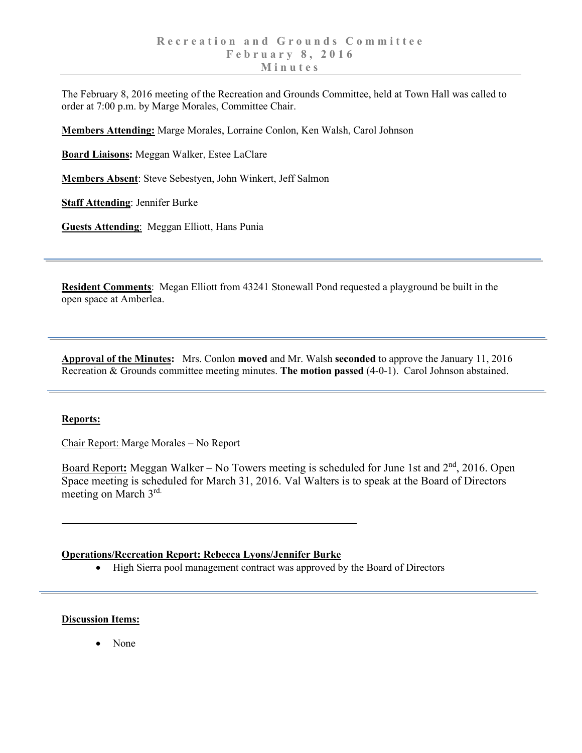# Recreation and Grounds Committee
# February 8, 2016
# Minutes

The February 8, 2016 meeting of the Recreation and Grounds Committee, held at Town Hall was called to order at 7:00 p.m. by Marge Morales, Committee Chair.

**Members Attending:** Marge Morales, Lorraine Conlon, Ken Walsh, Carol Johnson

**Board Liaisons:** Meggan Walker, Estee LaClare

**Members Absent**: Steve Sebestyen, John Winkert, Jeff Salmon

**Staff Attending**: Jennifer Burke

**Guests Attending**: Meggan Elliott, Hans Punia

---

**Resident Comments**: Megan Elliott from 43241 Stonewall Pond requested a playground be built in the open space at Amberlea.

---

**Approval of the Minutes:** Mrs. Conlon **moved** and Mr. Walsh **seconded** to approve the January 11, 2016 Recreation & Grounds committee meeting minutes. **The motion passed** (4-0-1). Carol Johnson abstained.

---

**Reports:**

Chair Report: Marge Morales – No Report

Board Report**:** Meggan Walker – No Towers meeting is scheduled for June 1st and 2nd, 2016. Open Space meeting is scheduled for March 31, 2016. Val Walters is to speak at the Board of Directors meeting on March 3rd.

---

**Operations/Recreation Report: Rebecca Lyons/Jennifer Burke**

- High Sierra pool management contract was approved by the Board of Directors

---

**Discussion Items:**

- None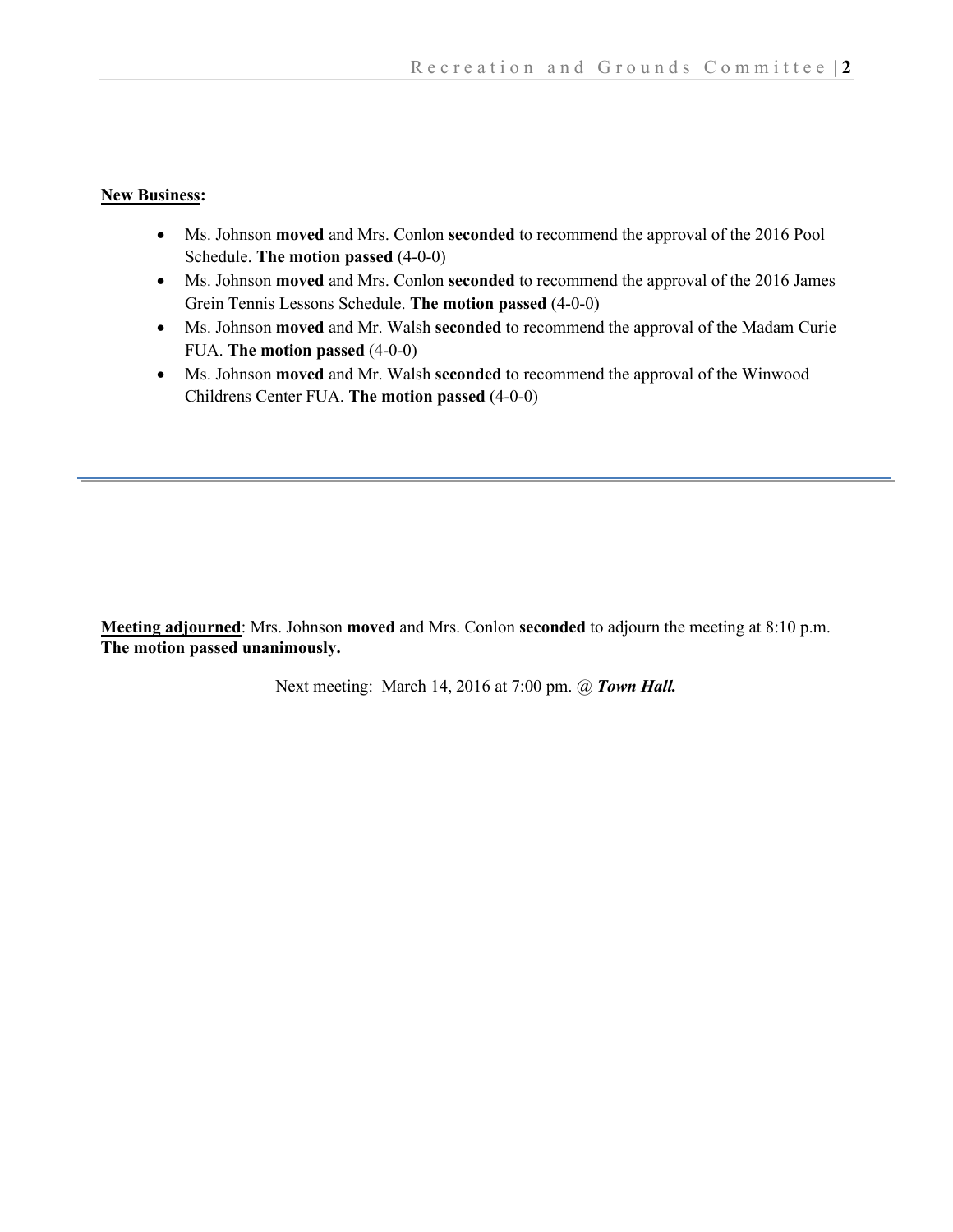**New Business:**

- Ms. Johnson **moved** and Mrs. Conlon **seconded** to recommend the approval of the 2016 Pool Schedule. **The motion passed** (4-0-0)
- Ms. Johnson **moved** and Mrs. Conlon **seconded** to recommend the approval of the 2016 James Grein Tennis Lessons Schedule. **The motion passed** (4-0-0)
- Ms. Johnson **moved** and Mr. Walsh **seconded** to recommend the approval of the Madam Curie FUA. **The motion passed** (4-0-0)
- Ms. Johnson **moved** and Mr. Walsh **seconded** to recommend the approval of the Winwood Childrens Center FUA. **The motion passed** (4-0-0)

---

**Meeting adjourned**: Mrs. Johnson **moved** and Mrs. Conlon **seconded** to adjourn the meeting at 8:10 p.m. **The motion passed unanimously.**

Next meeting: March 14, 2016 at 7:00 pm. @ ***Town Hall.***